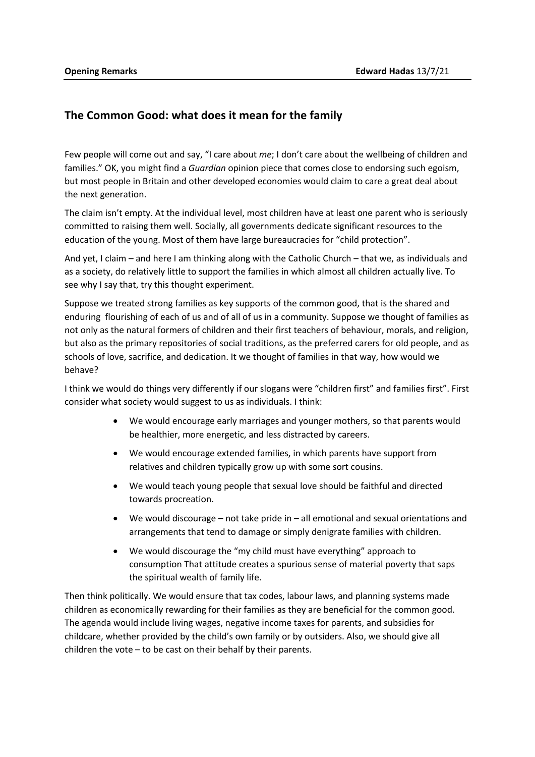**Opening Remarks** **Edward Hadas** 13/7/21

## The Common Good: what does it mean for the family

Few people will come out and say, "I care about *me*; I don't care about the wellbeing of children and families." OK, you might find a *Guardian* opinion piece that comes close to endorsing such egoism, but most people in Britain and other developed economies would claim to care a great deal about the next generation.

The claim isn't empty. At the individual level, most children have at least one parent who is seriously committed to raising them well. Socially, all governments dedicate significant resources to the education of the young. Most of them have large bureaucracies for "child protection".

And yet, I claim – and here I am thinking along with the Catholic Church – that we, as individuals and as a society, do relatively little to support the families in which almost all children actually live. To see why I say that, try this thought experiment.

Suppose we treated strong families as key supports of the common good, that is the shared and enduring flourishing of each of us and of all of us in a community. Suppose we thought of families as not only as the natural formers of children and their first teachers of behaviour, morals, and religion, but also as the primary repositories of social traditions, as the preferred carers for old people, and as schools of love, sacrifice, and dedication. It we thought of families in that way, how would we behave?

I think we would do things very differently if our slogans were "children first" and families first". First consider what society would suggest to us as individuals. I think:

- We would encourage early marriages and younger mothers, so that parents would be healthier, more energetic, and less distracted by careers.
- We would encourage extended families, in which parents have support from relatives and children typically grow up with some sort cousins.
- We would teach young people that sexual love should be faithful and directed towards procreation.
- We would discourage – not take pride in – all emotional and sexual orientations and arrangements that tend to damage or simply denigrate families with children.
- We would discourage the "my child must have everything" approach to consumption That attitude creates a spurious sense of material poverty that saps the spiritual wealth of family life.

Then think politically. We would ensure that tax codes, labour laws, and planning systems made children as economically rewarding for their families as they are beneficial for the common good. The agenda would include living wages, negative income taxes for parents, and subsidies for childcare, whether provided by the child's own family or by outsiders. Also, we should give all children the vote – to be cast on their behalf by their parents.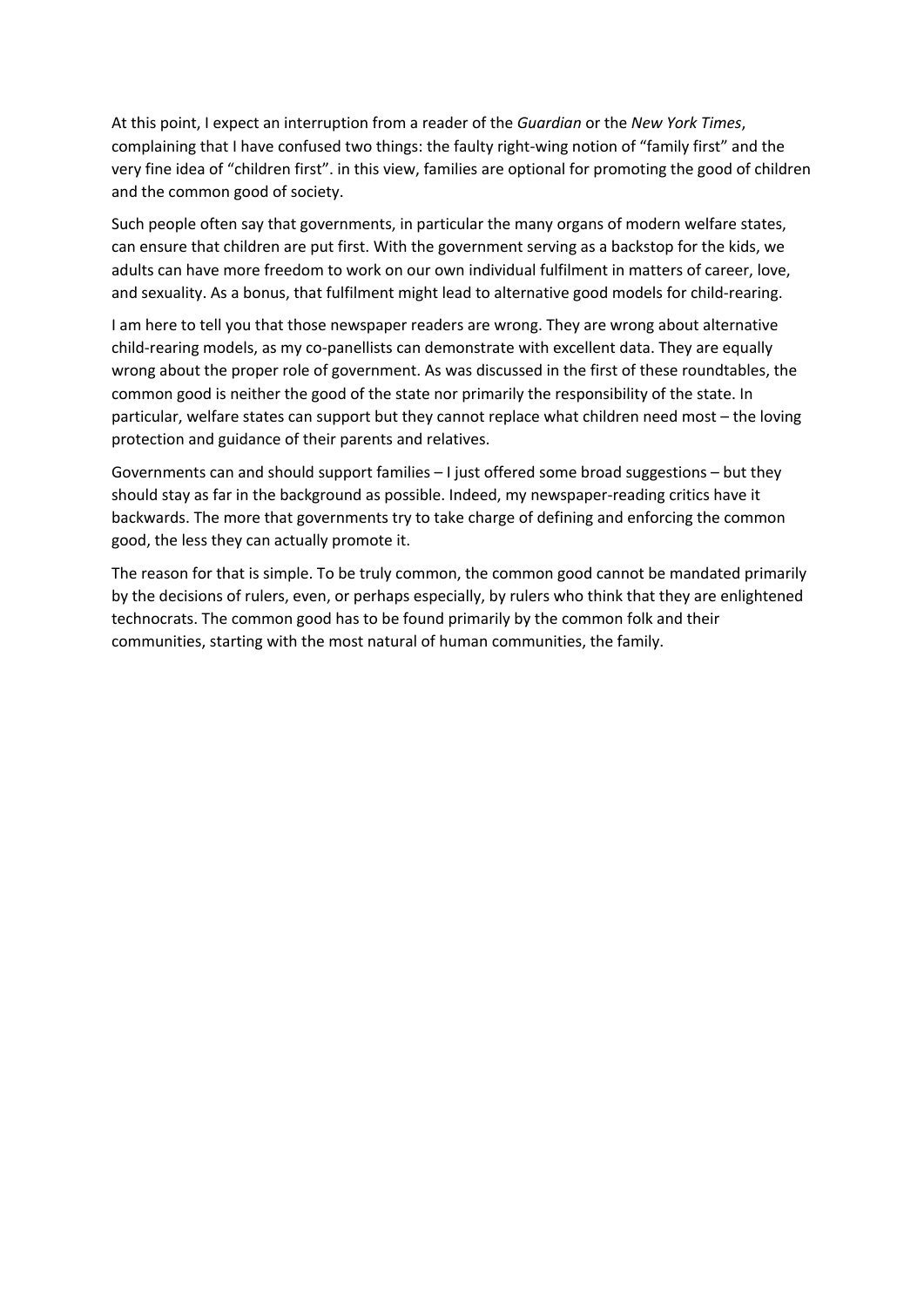At this point, I expect an interruption from a reader of the *Guardian* or the *New York Times*, complaining that I have confused two things: the faulty right-wing notion of "family first" and the very fine idea of "children first". in this view, families are optional for promoting the good of children and the common good of society.

Such people often say that governments, in particular the many organs of modern welfare states, can ensure that children are put first. With the government serving as a backstop for the kids, we adults can have more freedom to work on our own individual fulfilment in matters of career, love, and sexuality. As a bonus, that fulfilment might lead to alternative good models for child-rearing.

I am here to tell you that those newspaper readers are wrong. They are wrong about alternative child-rearing models, as my co-panellists can demonstrate with excellent data. They are equally wrong about the proper role of government. As was discussed in the first of these roundtables, the common good is neither the good of the state nor primarily the responsibility of the state. In particular, welfare states can support but they cannot replace what children need most – the loving protection and guidance of their parents and relatives.

Governments can and should support families – I just offered some broad suggestions – but they should stay as far in the background as possible. Indeed, my newspaper-reading critics have it backwards. The more that governments try to take charge of defining and enforcing the common good, the less they can actually promote it.

The reason for that is simple. To be truly common, the common good cannot be mandated primarily by the decisions of rulers, even, or perhaps especially, by rulers who think that they are enlightened technocrats. The common good has to be found primarily by the common folk and their communities, starting with the most natural of human communities, the family.